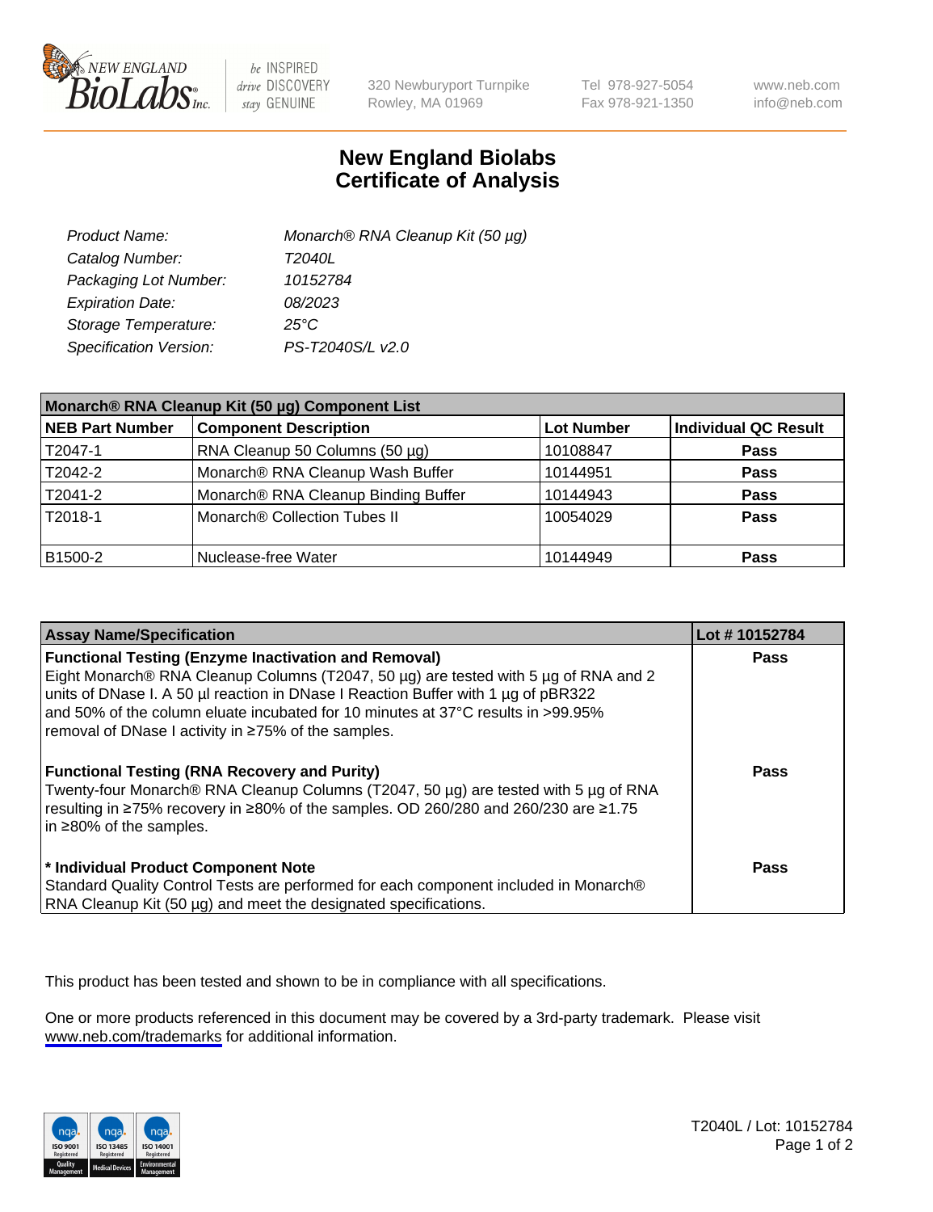# New England Biolabs Certificate of Analysis

| | |
|---|---|
| *Product Name:* | *Monarch® RNA Cleanup Kit (50 µg)* |
| *Catalog Number:* | *T2040L* |
| *Packaging Lot Number:* | *10152784* |
| *Expiration Date:* | *08/2023* |
| *Storage Temperature:* | *25°C* |
| *Specification Version:* | *PS-T2040S/L v2.0* |

| **Monarch® RNA Cleanup Kit (50 µg) Component List** | | | |
|---|---|---|---|
| **NEB Part Number** | **Component Description** | **Lot Number** | **Individual QC Result** |
| T2047-1 | RNA Cleanup 50 Columns (50 µg) | 10108847 | **Pass** |
| T2042-2 | Monarch® RNA Cleanup Wash Buffer | 10144951 | **Pass** |
| T2041-2 | Monarch® RNA Cleanup Binding Buffer | 10144943 | **Pass** |
| T2018-1 | Monarch® Collection Tubes II | 10054029 | **Pass** |
| B1500-2 | Nuclease-free Water | 10144949 | **Pass** |

| **Assay Name/Specification** | **Lot # 10152784** |
|---|---|
| **Functional Testing (Enzyme Inactivation and Removal)** Eight Monarch® RNA Cleanup Columns (T2047, 50 µg) are tested with 5 µg of RNA and 2 units of DNase I. A 50 µl reaction in DNase I Reaction Buffer with 1 µg of pBR322 and 50% of the column eluate incubated for 10 minutes at 37°C results in >99.95% removal of DNase I activity in ≥75% of the samples. | **Pass** |
| **Functional Testing (RNA Recovery and Purity)** Twenty-four Monarch® RNA Cleanup Columns (T2047, 50 µg) are tested with 5 µg of RNA resulting in ≥75% recovery in ≥80% of the samples. OD 260/280 and 260/230 are ≥1.75 in ≥80% of the samples. | **Pass** |
| **\* Individual Product Component Note** Standard Quality Control Tests are performed for each component included in Monarch® RNA Cleanup Kit (50 µg) and meet the designated specifications. | **Pass** |

This product has been tested and shown to be in compliance with all specifications.

One or more products referenced in this document may be covered by a 3rd-party trademark. Please visit www.neb.com/trademarks for additional information.

T2040L / Lot: 10152784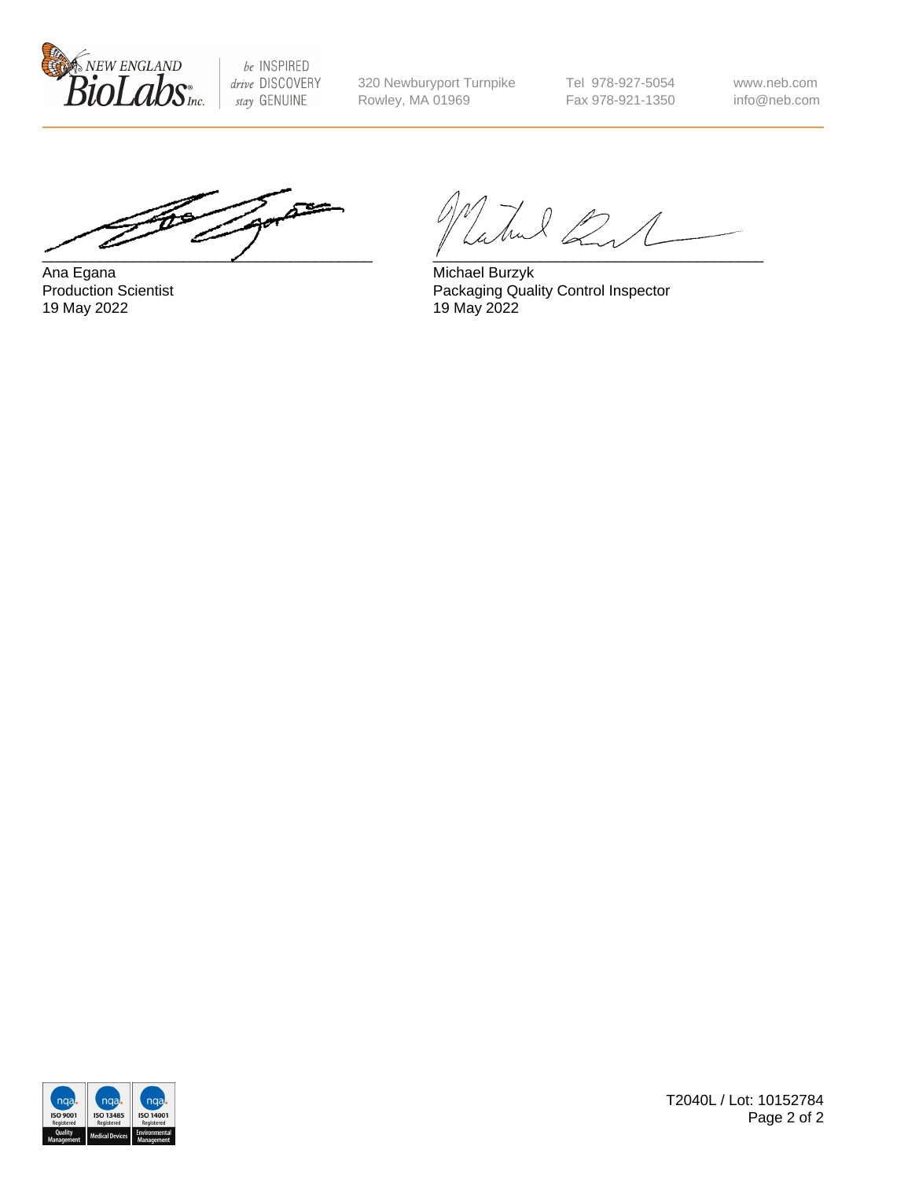New England BioLabs Inc.

be INSPIRED
drive DISCOVERY
stay GENUINE

320 Newburyport Turnpike
Rowley, MA 01969

Tel 978-927-5054
Fax 978-921-1350

www.neb.com
info@neb.com

Ana Egana
Production Scientist
19 May 2022

Michael Burzyk
Packaging Quality Control Inspector
19 May 2022

ISO 9001 Registered Quality Management | ISO 13485 Registered Medical Devices | ISO 14001 Registered Environmental Management

T2040L / Lot: 10152784